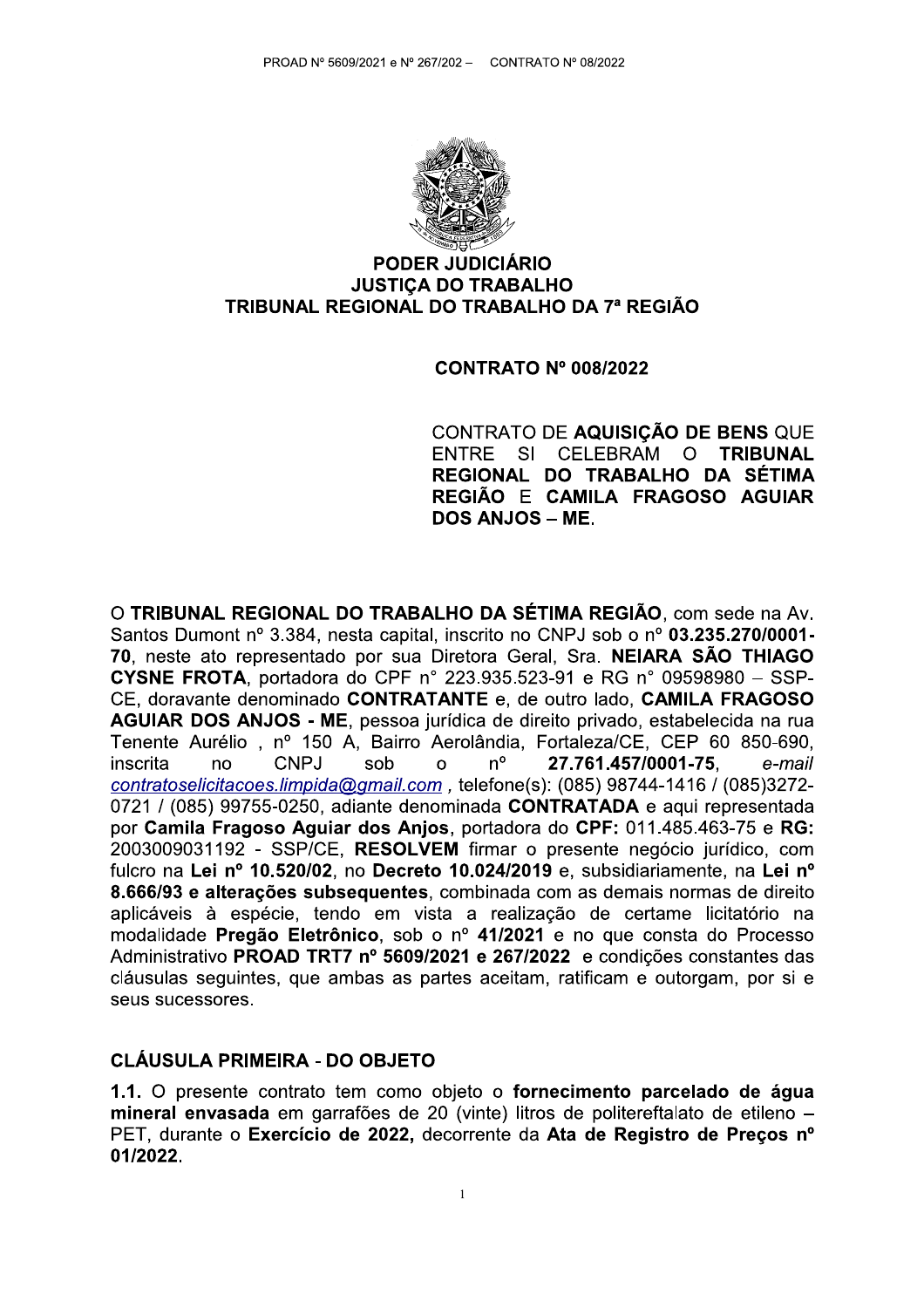**PODER JUDICIÁRIO**
**JUSTIÇA DO TRABALHO**
**TRIBUNAL REGIONAL DO TRABALHO DA 7ª REGIÃO**

**CONTRATO Nº 008/2022**

CONTRATO DE **AQUISIÇÃO DE BENS** QUE ENTRE SI CELEBRAM O **TRIBUNAL REGIONAL DO TRABALHO DA SÉTIMA REGIÃO** E **CAMILA FRAGOSO AGUIAR DOS ANJOS – ME**.

O **TRIBUNAL REGIONAL DO TRABALHO DA SÉTIMA REGIÃO**, com sede na Av. Santos Dumont nº 3.384, nesta capital, inscrito no CNPJ sob o nº **03.235.270/0001-70**, neste ato representado por sua Diretora Geral, Sra. **NEIARA SÃO THIAGO CYSNE FROTA**, portadora do CPF n° 223.935.523-91 e RG n° 09598980 – SSP-CE, doravante denominado **CONTRATANTE** e, de outro lado, **CAMILA FRAGOSO AGUIAR DOS ANJOS - ME**, pessoa jurídica de direito privado, estabelecida na rua Tenente Aurélio , nº 150 A, Bairro Aerolândia, Fortaleza/CE, CEP 60 850-690, inscrita no CNPJ sob o nº **27.761.457/0001-75**, *e-mail* *contratoselicitacoes.limpida@gmail.com* , telefone(s): (085) 98744-1416 / (085)3272-0721 / (085) 99755-0250, adiante denominada **CONTRATADA** e aqui representada por **Camila Fragoso Aguiar dos Anjos**, portadora do **CPF:** 011.485.463-75 e **RG:** 2003009031192 - SSP/CE, **RESOLVEM** firmar o presente negócio jurídico, com fulcro na **Lei nº 10.520/02**, no **Decreto 10.024/2019** e, subsidiariamente, na **Lei nº 8.666/93 e alterações subsequentes**, combinada com as demais normas de direito aplicáveis à espécie, tendo em vista a realização de certame licitatório na modalidade **Pregão Eletrônico**, sob o nº **41/2021** e no que consta do Processo Administrativo **PROAD TRT7 nº 5609/2021 e 267/2022** e condições constantes das cláusulas seguintes, que ambas as partes aceitam, ratificam e outorgam, por si e seus sucessores.

## CLÁUSULA PRIMEIRA - DO OBJETO

**1.1.** O presente contrato tem como objeto o **fornecimento parcelado de água mineral envasada** em garrafões de 20 (vinte) litros de politereftalato de etileno – PET, durante o **Exercício de 2022,** decorrente da **Ata de Registro de Preços nº 01/2022**.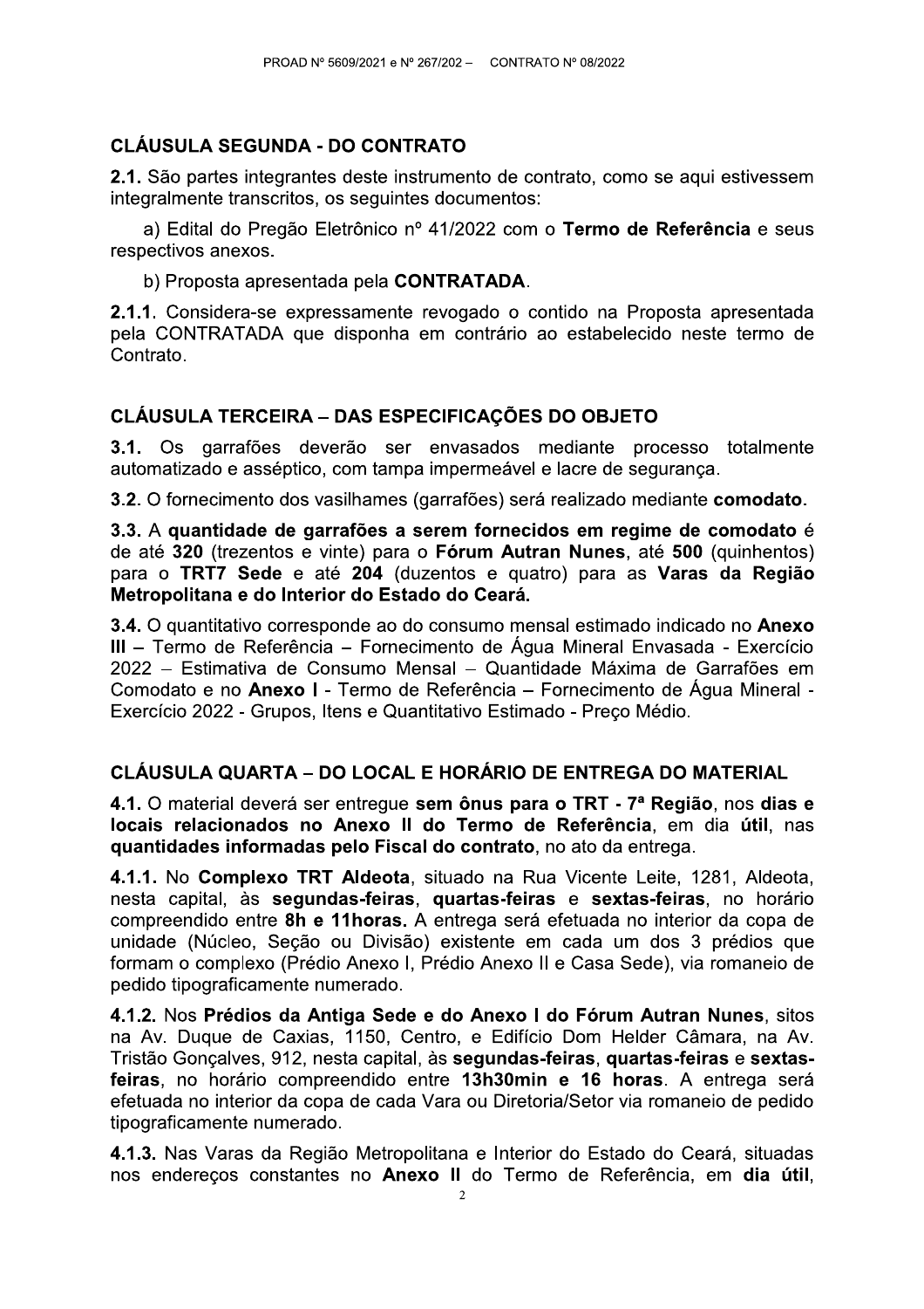## CLÁUSULA SEGUNDA - DO CONTRATO

**2.1.** São partes integrantes deste instrumento de contrato, como se aqui estivessem integralmente transcritos, os seguintes documentos:

a) Edital do Pregão Eletrônico nº 41/2022 com o **Termo de Referência** e seus respectivos anexos.

b) Proposta apresentada pela **CONTRATADA**.

**2.1.1.** Considera-se expressamente revogado o contido na Proposta apresentada pela CONTRATADA que disponha em contrário ao estabelecido neste termo de Contrato.

## CLÁUSULA TERCEIRA – DAS ESPECIFICAÇÕES DO OBJETO

**3.1.** Os garrafões deverão ser envasados mediante processo totalmente automatizado e asséptico, com tampa impermeável e lacre de segurança.

**3.2.** O fornecimento dos vasilhames (garrafões) será realizado mediante **comodato**.

**3.3.** A **quantidade de garrafões a serem fornecidos em regime de comodato** é de até **320** (trezentos e vinte) para o **Fórum Autran Nunes**, até **500** (quinhentos) para o **TRT7 Sede** e até **204** (duzentos e quatro) para as **Varas da Região Metropolitana e do Interior do Estado do Ceará.**

**3.4.** O quantitativo corresponde ao do consumo mensal estimado indicado no **Anexo III** – Termo de Referência – Fornecimento de Água Mineral Envasada - Exercício 2022 – Estimativa de Consumo Mensal – Quantidade Máxima de Garrafões em Comodato e no **Anexo I** - Termo de Referência – Fornecimento de Água Mineral - Exercício 2022 - Grupos, Itens e Quantitativo Estimado - Preço Médio.

## CLÁUSULA QUARTA – DO LOCAL E HORÁRIO DE ENTREGA DO MATERIAL

**4.1.** O material deverá ser entregue **sem ônus para o TRT - 7ª Região**, nos **dias e locais relacionados no Anexo II do Termo de Referência**, em dia **útil**, nas **quantidades informadas pelo Fiscal do contrato**, no ato da entrega.

**4.1.1.** No **Complexo TRT Aldeota**, situado na Rua Vicente Leite, 1281, Aldeota, nesta capital, às **segundas-feiras**, **quartas-feiras** e **sextas-feiras**, no horário compreendido entre **8h e 11horas.** A entrega será efetuada no interior da copa de unidade (Núcleo, Seção ou Divisão) existente em cada um dos 3 prédios que formam o complexo (Prédio Anexo I, Prédio Anexo II e Casa Sede), via romaneio de pedido tipograficamente numerado.

**4.1.2.** Nos **Prédios da Antiga Sede e do Anexo I do Fórum Autran Nunes**, sitos na Av. Duque de Caxias, 1150, Centro, e Edifício Dom Helder Câmara, na Av. Tristão Gonçalves, 912, nesta capital, às **segundas-feiras**, **quartas-feiras** e **sextas-feiras**, no horário compreendido entre **13h30min e 16 horas**. A entrega será efetuada no interior da copa de cada Vara ou Diretoria/Setor via romaneio de pedido tipograficamente numerado.

**4.1.3.** Nas Varas da Região Metropolitana e Interior do Estado do Ceará, situadas nos endereços constantes no **Anexo II** do Termo de Referência, em **dia útil**,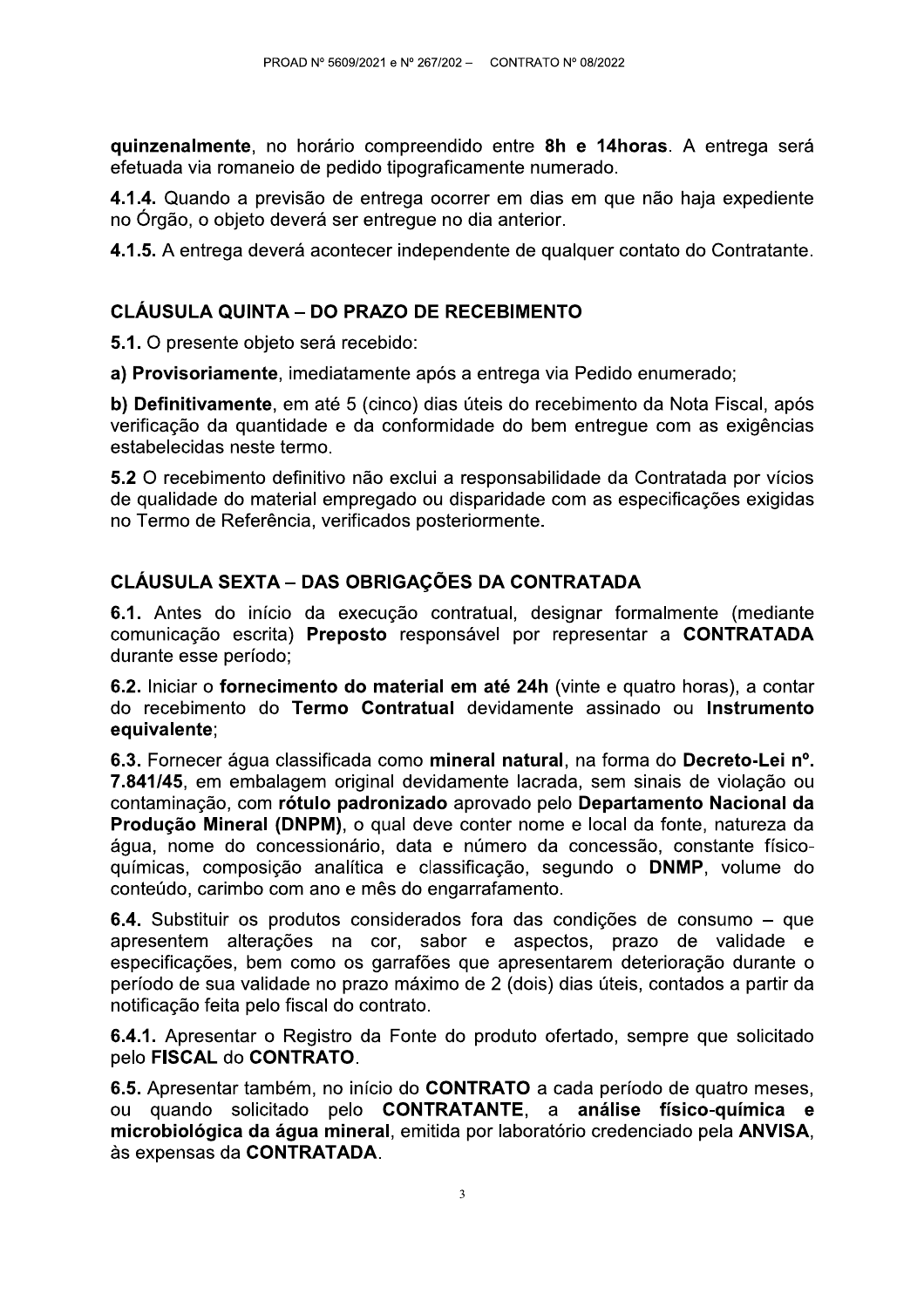**quinzenalmente**, no horário compreendido entre **8h e 14horas**. A entrega será efetuada via romaneio de pedido tipograficamente numerado.

**4.1.4.** Quando a previsão de entrega ocorrer em dias em que não haja expediente no Órgão, o objeto deverá ser entregue no dia anterior.

**4.1.5.** A entrega deverá acontecer independente de qualquer contato do Contratante.

## CLÁUSULA QUINTA – DO PRAZO DE RECEBIMENTO

**5.1.** O presente objeto será recebido:

**a) Provisoriamente**, imediatamente após a entrega via Pedido enumerado;

**b) Definitivamente**, em até 5 (cinco) dias úteis do recebimento da Nota Fiscal, após verificação da quantidade e da conformidade do bem entregue com as exigências estabelecidas neste termo.

**5.2** O recebimento definitivo não exclui a responsabilidade da Contratada por vícios de qualidade do material empregado ou disparidade com as especificações exigidas no Termo de Referência, verificados posteriormente.

## CLÁUSULA SEXTA – DAS OBRIGAÇÕES DA CONTRATADA

**6.1.** Antes do início da execução contratual, designar formalmente (mediante comunicação escrita) **Preposto** responsável por representar a **CONTRATADA** durante esse período;

**6.2.** Iniciar o **fornecimento do material em até 24h** (vinte e quatro horas), a contar do recebimento do **Termo Contratual** devidamente assinado ou **Instrumento equivalente**;

**6.3.** Fornecer água classificada como **mineral natural**, na forma do **Decreto-Lei nº. 7.841/45**, em embalagem original devidamente lacrada, sem sinais de violação ou contaminação, com **rótulo padronizado** aprovado pelo **Departamento Nacional da Produção Mineral (DNPM)**, o qual deve conter nome e local da fonte, natureza da água, nome do concessionário, data e número da concessão, constante físico-químicas, composição analítica e classificação, segundo o **DNMP**, volume do conteúdo, carimbo com ano e mês do engarrafamento.

**6.4.** Substituir os produtos considerados fora das condições de consumo – que apresentem alterações na cor, sabor e aspectos, prazo de validade e especificações, bem como os garrafões que apresentarem deterioração durante o período de sua validade no prazo máximo de 2 (dois) dias úteis, contados a partir da notificação feita pelo fiscal do contrato.

**6.4.1.** Apresentar o Registro da Fonte do produto ofertado, sempre que solicitado pelo **FISCAL** do **CONTRATO**.

**6.5.** Apresentar também, no início do **CONTRATO** a cada período de quatro meses, ou quando solicitado pelo **CONTRATANTE**, a **análise físico-química e microbiológica da água mineral**, emitida por laboratório credenciado pela **ANVISA**, às expensas da **CONTRATADA**.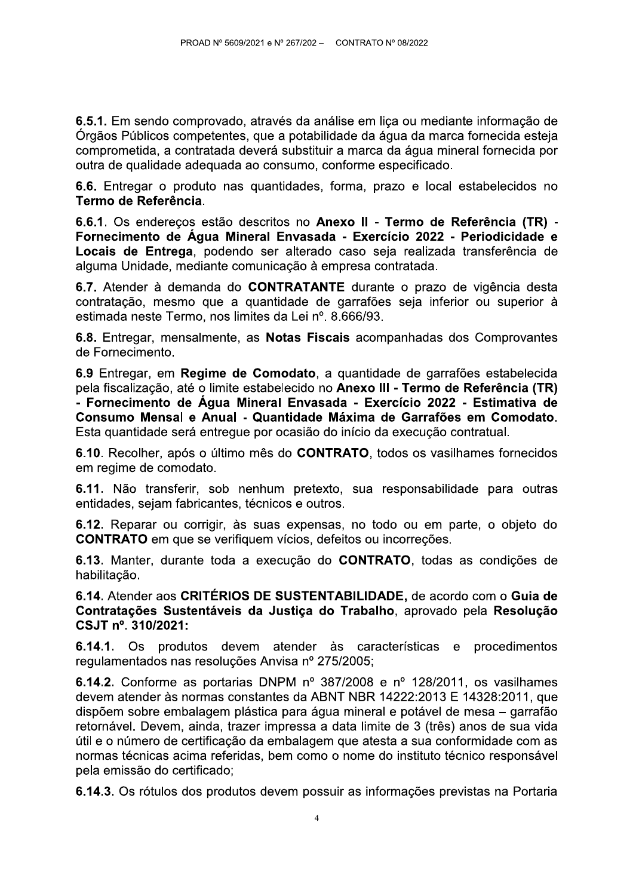**6.5.1.** Em sendo comprovado, através da análise em liça ou mediante informação de Órgãos Públicos competentes, que a potabilidade da água da marca fornecida esteja comprometida, a contratada deverá substituir a marca da água mineral fornecida por outra de qualidade adequada ao consumo, conforme especificado.

**6.6.** Entregar o produto nas quantidades, forma, prazo e local estabelecidos no **Termo de Referência**.

**6.6.1.** Os endereços estão descritos no **Anexo II - Termo de Referência (TR) - Fornecimento de Água Mineral Envasada - Exercício 2022 - Periodicidade e Locais de Entrega**, podendo ser alterado caso seja realizada transferência de alguma Unidade, mediante comunicação à empresa contratada.

**6.7.** Atender à demanda do **CONTRATANTE** durante o prazo de vigência desta contratação, mesmo que a quantidade de garrafões seja inferior ou superior à estimada neste Termo, nos limites da Lei nº. 8.666/93.

**6.8.** Entregar, mensalmente, as **Notas Fiscais** acompanhadas dos Comprovantes de Fornecimento.

**6.9** Entregar, em **Regime de Comodato**, a quantidade de garrafões estabelecida pela fiscalização, até o limite estabelecido no **Anexo III - Termo de Referência (TR) - Fornecimento de Água Mineral Envasada - Exercício 2022 - Estimativa de Consumo Mensal e Anual - Quantidade Máxima de Garrafões em Comodato**. Esta quantidade será entregue por ocasião do início da execução contratual.

**6.10.** Recolher, após o último mês do **CONTRATO**, todos os vasilhames fornecidos em regime de comodato.

**6.11.** Não transferir, sob nenhum pretexto, sua responsabilidade para outras entidades, sejam fabricantes, técnicos e outros.

**6.12.** Reparar ou corrigir, às suas expensas, no todo ou em parte, o objeto do **CONTRATO** em que se verifiquem vícios, defeitos ou incorreções.

**6.13.** Manter, durante toda a execução do **CONTRATO**, todas as condições de habilitação.

**6.14.** Atender aos **CRITÉRIOS DE SUSTENTABILIDADE,** de acordo com o **Guia de Contratações Sustentáveis da Justiça do Trabalho**, aprovado pela **Resolução CSJT nº. 310/2021:**

**6.14.1.** Os produtos devem atender às características e procedimentos regulamentados nas resoluções Anvisa nº 275/2005;

**6.14.2.** Conforme as portarias DNPM nº 387/2008 e nº 128/2011, os vasilhames devem atender às normas constantes da ABNT NBR 14222:2013 E 14328:2011, que dispõem sobre embalagem plástica para água mineral e potável de mesa – garrafão retornável. Devem, ainda, trazer impressa a data limite de 3 (três) anos de sua vida útil e o número de certificação da embalagem que atesta a sua conformidade com as normas técnicas acima referidas, bem como o nome do instituto técnico responsável pela emissão do certificado;

**6.14.3.** Os rótulos dos produtos devem possuir as informações previstas na Portaria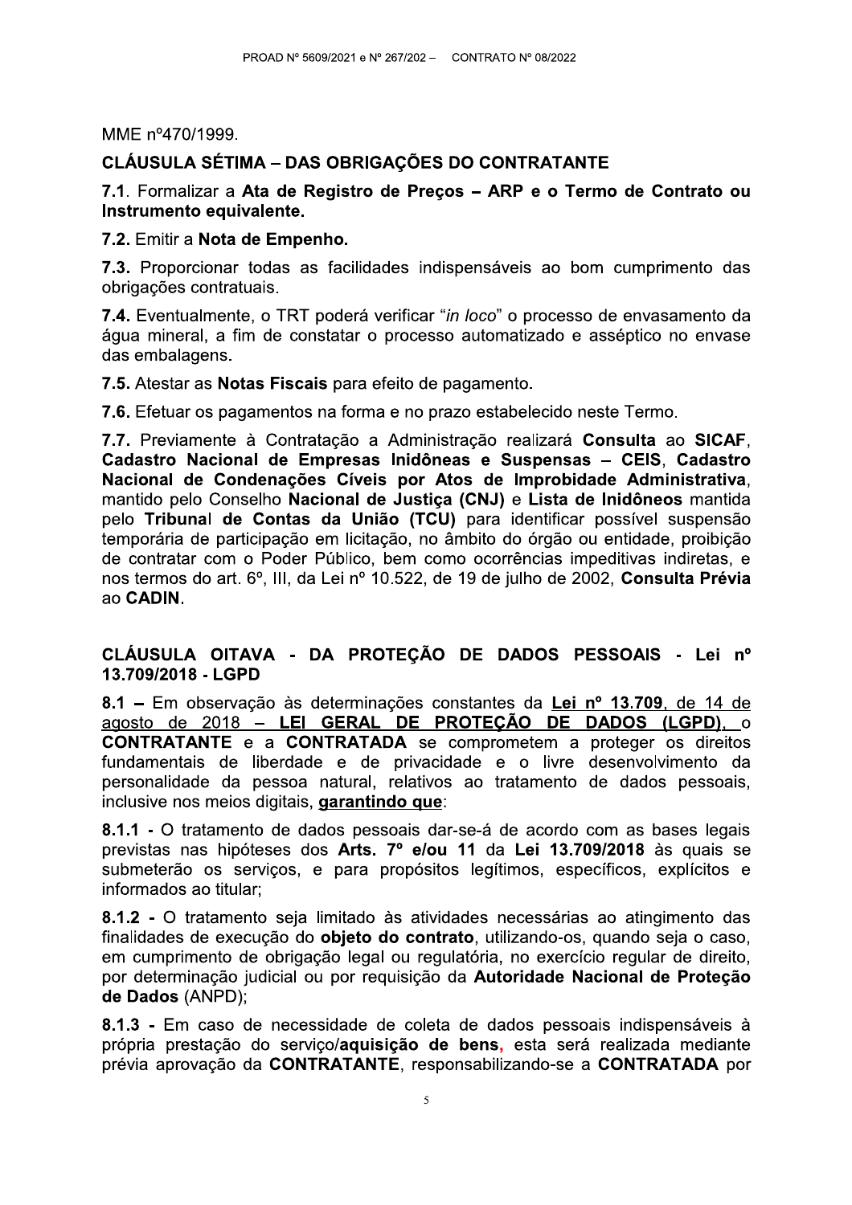MME nº470/1999.

## CLÁUSULA SÉTIMA – DAS OBRIGAÇÕES DO CONTRATANTE

**7.1**. Formalizar a **Ata de Registro de Preços – ARP e o Termo de Contrato ou Instrumento equivalente.**

**7.2.** Emitir a **Nota de Empenho.**

**7.3.** Proporcionar todas as facilidades indispensáveis ao bom cumprimento das obrigações contratuais.

**7.4.** Eventualmente, o TRT poderá verificar "*in loco*" o processo de envasamento da água mineral, a fim de constatar o processo automatizado e asséptico no envase das embalagens.

**7.5.** Atestar as **Notas Fiscais** para efeito de pagamento.

**7.6.** Efetuar os pagamentos na forma e no prazo estabelecido neste Termo.

**7.7.** Previamente à Contratação a Administração realizará **Consulta** ao **SICAF**, **Cadastro Nacional de Empresas Inidôneas e Suspensas – CEIS**, **Cadastro Nacional de Condenações Cíveis por Atos de Improbidade Administrativa**, mantido pelo Conselho **Nacional de Justiça (CNJ)** e **Lista de Inidôneos** mantida pelo **Tribunal de Contas da União (TCU)** para identificar possível suspensão temporária de participação em licitação, no âmbito do órgão ou entidade, proibição de contratar com o Poder Público, bem como ocorrências impeditivas indiretas, e nos termos do art. 6º, III, da Lei nº 10.522, de 19 de julho de 2002, **Consulta Prévia** ao **CADIN**.

## CLÁUSULA OITAVA - DA PROTEÇÃO DE DADOS PESSOAIS - Lei nº 13.709/2018 - LGPD

**8.1 –** Em observação às determinações constantes da **<u>Lei nº 13.709</u>**<u>, de 14 de agosto de 2018 –</u> **<u>LEI GERAL DE PROTEÇÃO DE DADOS (LGPD)</u>**<u>,</u> o **CONTRATANTE** e a **CONTRATADA** se comprometem a proteger os direitos fundamentais de liberdade e de privacidade e o livre desenvolvimento da personalidade da pessoa natural, relativos ao tratamento de dados pessoais, inclusive nos meios digitais, **<u>garantindo que</u>**:

**8.1.1 -** O tratamento de dados pessoais dar-se-á de acordo com as bases legais previstas nas hipóteses dos **Arts. 7º e/ou 11** da **Lei 13.709/2018** às quais se submeterão os serviços, e para propósitos legítimos, específicos, explícitos e informados ao titular;

**8.1.2 -** O tratamento seja limitado às atividades necessárias ao atingimento das finalidades de execução do **objeto do contrato**, utilizando-os, quando seja o caso, em cumprimento de obrigação legal ou regulatória, no exercício regular de direito, por determinação judicial ou por requisição da **Autoridade Nacional de Proteção de Dados** (ANPD);

**8.1.3 -** Em caso de necessidade de coleta de dados pessoais indispensáveis à própria prestação do serviço/**aquisição de bens,** esta será realizada mediante prévia aprovação da **CONTRATANTE**, responsabilizando-se a **CONTRATADA** por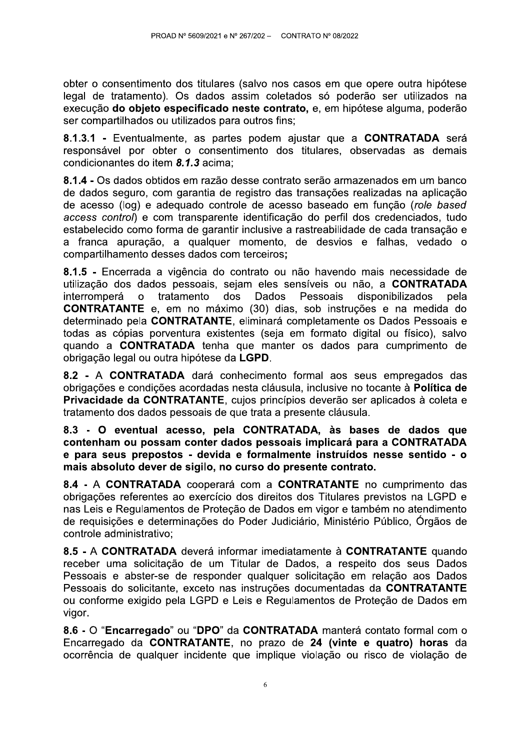obter o consentimento dos titulares (salvo nos casos em que opere outra hipótese legal de tratamento). Os dados assim coletados só poderão ser utilizados na execução **do objeto especificado neste contrato,** e, em hipótese alguma, poderão ser compartilhados ou utilizados para outros fins;

**8.1.3.1 -** Eventualmente, as partes podem ajustar que a **CONTRATADA** será responsável por obter o consentimento dos titulares, observadas as demais condicionantes do item ***8.1.3*** acima;

**8.1.4 -** Os dados obtidos em razão desse contrato serão armazenados em um banco de dados seguro, com garantia de registro das transações realizadas na aplicação de acesso (log) e adequado controle de acesso baseado em função (*role based access control*) e com transparente identificação do perfil dos credenciados, tudo estabelecido como forma de garantir inclusive a rastreabilidade de cada transação e a franca apuração, a qualquer momento, de desvios e falhas, vedado o compartilhamento desses dados com terceiros**;**

**8.1.5 -** Encerrada a vigência do contrato ou não havendo mais necessidade de utilização dos dados pessoais, sejam eles sensíveis ou não, a **CONTRATADA** interromperá o tratamento dos Dados Pessoais disponibilizados pela **CONTRATANTE** e, em no máximo (30) dias, sob instruções e na medida do determinado pela **CONTRATANTE**, eliminará completamente os Dados Pessoais e todas as cópias porventura existentes (seja em formato digital ou físico), salvo quando a **CONTRATADA** tenha que manter os dados para cumprimento de obrigação legal ou outra hipótese da **LGPD**.

**8.2 -** A **CONTRATADA** dará conhecimento formal aos seus empregados das obrigações e condições acordadas nesta cláusula, inclusive no tocante à **Política de Privacidade da CONTRATANTE**, cujos princípios deverão ser aplicados à coleta e tratamento dos dados pessoais de que trata a presente cláusula.

**8.3 - O eventual acesso, pela CONTRATADA, às bases de dados que contenham ou possam conter dados pessoais implicará para a CONTRATADA e para seus prepostos - devida e formalmente instruídos nesse sentido - o mais absoluto dever de sigilo, no curso do presente contrato.**

**8.4 -** A **CONTRATADA** cooperará com a **CONTRATANTE** no cumprimento das obrigações referentes ao exercício dos direitos dos Titulares previstos na LGPD e nas Leis e Regulamentos de Proteção de Dados em vigor e também no atendimento de requisições e determinações do Poder Judiciário, Ministério Público, Órgãos de controle administrativo;

**8.5 -** A **CONTRATADA** deverá informar imediatamente à **CONTRATANTE** quando receber uma solicitação de um Titular de Dados, a respeito dos seus Dados Pessoais e abster-se de responder qualquer solicitação em relação aos Dados Pessoais do solicitante, exceto nas instruções documentadas da **CONTRATANTE** ou conforme exigido pela LGPD e Leis e Regulamentos de Proteção de Dados em vigor.

**8.6 -** O "**Encarregado**" ou "**DPO**" da **CONTRATADA** manterá contato formal com o Encarregado da **CONTRATANTE**, no prazo de **24 (vinte e quatro) horas** da ocorrência de qualquer incidente que implique violação ou risco de violação de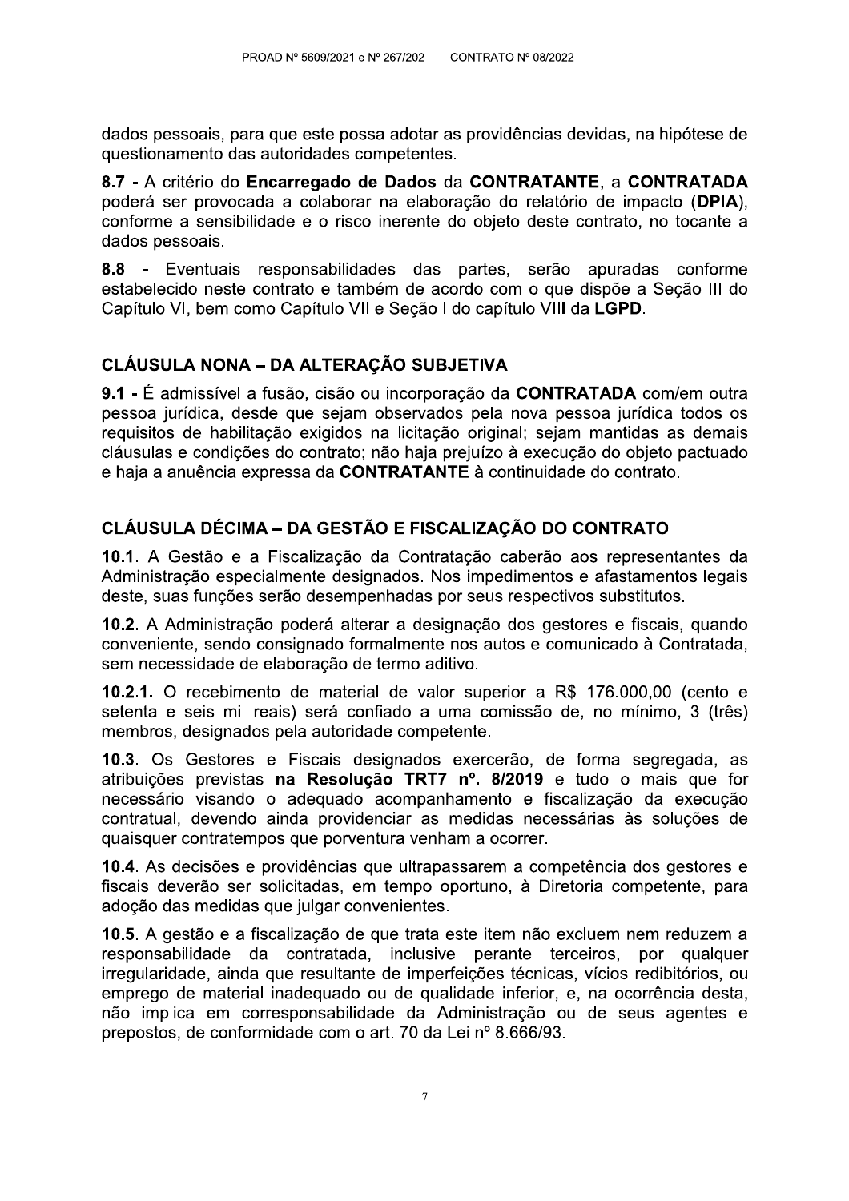dados pessoais, para que este possa adotar as providências devidas, na hipótese de questionamento das autoridades competentes.

**8.7 -** A critério do **Encarregado de Dados** da **CONTRATANTE**, a **CONTRATADA** poderá ser provocada a colaborar na elaboração do relatório de impacto (**DPIA**), conforme a sensibilidade e o risco inerente do objeto deste contrato, no tocante a dados pessoais.

**8.8 -** Eventuais responsabilidades das partes, serão apuradas conforme estabelecido neste contrato e também de acordo com o que dispõe a Seção III do Capítulo VI, bem como Capítulo VII e Seção I do capítulo VIII da **LGPD**.

## CLÁUSULA NONA – DA ALTERAÇÃO SUBJETIVA

**9.1 -** É admissível a fusão, cisão ou incorporação da **CONTRATADA** com/em outra pessoa jurídica, desde que sejam observados pela nova pessoa jurídica todos os requisitos de habilitação exigidos na licitação original; sejam mantidas as demais cláusulas e condições do contrato; não haja prejuízo à execução do objeto pactuado e haja a anuência expressa da **CONTRATANTE** à continuidade do contrato.

## CLÁUSULA DÉCIMA – DA GESTÃO E FISCALIZAÇÃO DO CONTRATO

**10.1.** A Gestão e a Fiscalização da Contratação caberão aos representantes da Administração especialmente designados. Nos impedimentos e afastamentos legais deste, suas funções serão desempenhadas por seus respectivos substitutos.

**10.2.** A Administração poderá alterar a designação dos gestores e fiscais, quando conveniente, sendo consignado formalmente nos autos e comunicado à Contratada, sem necessidade de elaboração de termo aditivo.

**10.2.1.** O recebimento de material de valor superior a R$ 176.000,00 (cento e setenta e seis mil reais) será confiado a uma comissão de, no mínimo, 3 (três) membros, designados pela autoridade competente.

**10.3.** Os Gestores e Fiscais designados exercerão, de forma segregada, as atribuições previstas **na Resolução TRT7 nº. 8/2019** e tudo o mais que for necessário visando o adequado acompanhamento e fiscalização da execução contratual, devendo ainda providenciar as medidas necessárias às soluções de quaisquer contratempos que porventura venham a ocorrer.

**10.4.** As decisões e providências que ultrapassarem a competência dos gestores e fiscais deverão ser solicitadas, em tempo oportuno, à Diretoria competente, para adoção das medidas que julgar convenientes.

**10.5.** A gestão e a fiscalização de que trata este item não excluem nem reduzem a responsabilidade da contratada, inclusive perante terceiros, por qualquer irregularidade, ainda que resultante de imperfeições técnicas, vícios redibitórios, ou emprego de material inadequado ou de qualidade inferior, e, na ocorrência desta, não implica em corresponsabilidade da Administração ou de seus agentes e prepostos, de conformidade com o art. 70 da Lei nº 8.666/93.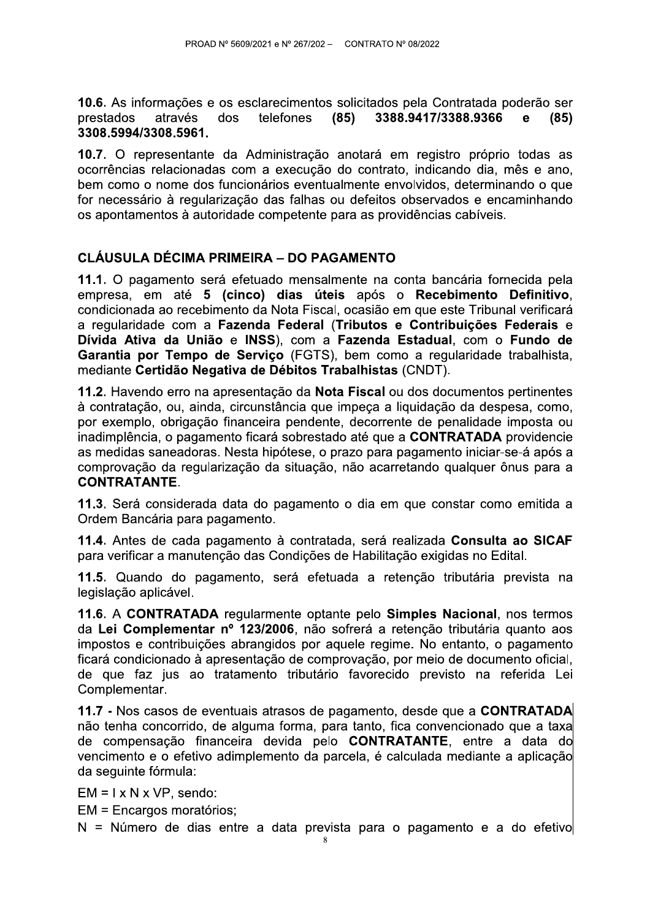**10.6.** As informações e os esclarecimentos solicitados pela Contratada poderão ser prestados através dos telefones **(85) 3388.9417/3388.9366 e (85) 3308.5994/3308.5961.**

**10.7.** O representante da Administração anotará em registro próprio todas as ocorrências relacionadas com a execução do contrato, indicando dia, mês e ano, bem como o nome dos funcionários eventualmente envolvidos, determinando o que for necessário à regularização das falhas ou defeitos observados e encaminhando os apontamentos à autoridade competente para as providências cabíveis.

## CLÁUSULA DÉCIMA PRIMEIRA – DO PAGAMENTO

**11.1.** O pagamento será efetuado mensalmente na conta bancária fornecida pela empresa, em até **5 (cinco) dias úteis** após o **Recebimento Definitivo**, condicionada ao recebimento da Nota Fiscal, ocasião em que este Tribunal verificará a regularidade com a **Fazenda Federal** (**Tributos e Contribuições Federais** e **Dívida Ativa da União** e **INSS**), com a **Fazenda Estadual**, com o **Fundo de Garantia por Tempo de Serviço** (FGTS), bem como a regularidade trabalhista, mediante **Certidão Negativa de Débitos Trabalhistas** (CNDT).

**11.2.** Havendo erro na apresentação da **Nota Fiscal** ou dos documentos pertinentes à contratação, ou, ainda, circunstância que impeça a liquidação da despesa, como, por exemplo, obrigação financeira pendente, decorrente de penalidade imposta ou inadimplência, o pagamento ficará sobrestado até que a **CONTRATADA** providencie as medidas saneadoras. Nesta hipótese, o prazo para pagamento iniciar-se-á após a comprovação da regularização da situação, não acarretando qualquer ônus para a **CONTRATANTE**.

**11.3.** Será considerada data do pagamento o dia em que constar como emitida a Ordem Bancária para pagamento.

**11.4.** Antes de cada pagamento à contratada, será realizada **Consulta ao SICAF** para verificar a manutenção das Condições de Habilitação exigidas no Edital.

**11.5.** Quando do pagamento, será efetuada a retenção tributária prevista na legislação aplicável.

**11.6.** A **CONTRATADA** regularmente optante pelo **Simples Nacional**, nos termos da **Lei Complementar nº 123/2006**, não sofrerá a retenção tributária quanto aos impostos e contribuições abrangidos por aquele regime. No entanto, o pagamento ficará condicionado à apresentação de comprovação, por meio de documento oficial, de que faz jus ao tratamento tributário favorecido previsto na referida Lei Complementar.

**11.7 -** Nos casos de eventuais atrasos de pagamento, desde que a **CONTRATADA** não tenha concorrido, de alguma forma, para tanto, fica convencionado que a taxa de compensação financeira devida pelo **CONTRATANTE**, entre a data do vencimento e o efetivo adimplemento da parcela, é calculada mediante a aplicação da seguinte fórmula:

$EM = I \times N \times VP$, sendo:

EM = Encargos moratórios;

N = Número de dias entre a data prevista para o pagamento e a do efetivo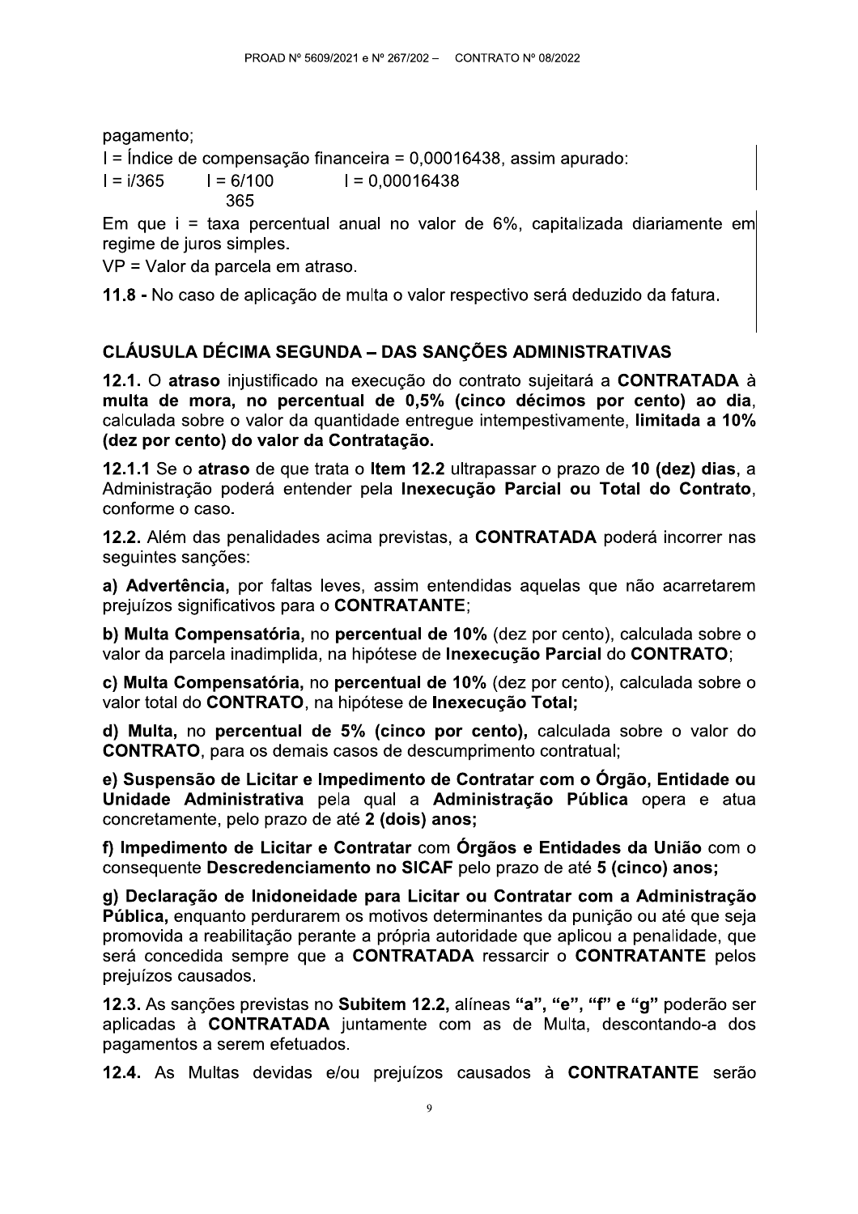pagamento;

I = Índice de compensação financeira = 0,00016438, assim apurado:

$I = i/365 \qquad I = \frac{6/100}{365} \qquad I = 0,00016438$

Em que i = taxa percentual anual no valor de 6%, capitalizada diariamente em regime de juros simples.

VP = Valor da parcela em atraso.

**11.8 -** No caso de aplicação de multa o valor respectivo será deduzido da fatura.

## CLÁUSULA DÉCIMA SEGUNDA – DAS SANÇÕES ADMINISTRATIVAS

**12.1.** O **atraso** injustificado na execução do contrato sujeitará a **CONTRATADA** à **multa de mora, no percentual de 0,5% (cinco décimos por cento) ao dia**, calculada sobre o valor da quantidade entregue intempestivamente, **limitada a 10% (dez por cento) do valor da Contratação.**

**12.1.1** Se o **atraso** de que trata o **Item 12.2** ultrapassar o prazo de **10 (dez) dias**, a Administração poderá entender pela **Inexecução Parcial ou Total do Contrato**, conforme o caso.

**12.2.** Além das penalidades acima previstas, a **CONTRATADA** poderá incorrer nas seguintes sanções:

**a) Advertência,** por faltas leves, assim entendidas aquelas que não acarretarem prejuízos significativos para o **CONTRATANTE**;

**b) Multa Compensatória,** no **percentual de 10%** (dez por cento), calculada sobre o valor da parcela inadimplida, na hipótese de **Inexecução Parcial** do **CONTRATO**;

**c) Multa Compensatória,** no **percentual de 10%** (dez por cento), calculada sobre o valor total do **CONTRATO**, na hipótese de **Inexecução Total;**

**d) Multa,** no **percentual de 5% (cinco por cento),** calculada sobre o valor do **CONTRATO**, para os demais casos de descumprimento contratual;

**e) Suspensão de Licitar e Impedimento de Contratar com o Órgão, Entidade ou Unidade Administrativa** pela qual a **Administração Pública** opera e atua concretamente, pelo prazo de até **2 (dois) anos;**

**f) Impedimento de Licitar e Contratar** com **Órgãos e Entidades da União** com o consequente **Descredenciamento no SICAF** pelo prazo de até **5 (cinco) anos;**

**g) Declaração de Inidoneidade para Licitar ou Contratar com a Administração Pública,** enquanto perdurarem os motivos determinantes da punição ou até que seja promovida a reabilitação perante a própria autoridade que aplicou a penalidade, que será concedida sempre que a **CONTRATADA** ressarcir o **CONTRATANTE** pelos prejuízos causados.

**12.3.** As sanções previstas no **Subitem 12.2,** alíneas **"a", "e", "f" e "g"** poderão ser aplicadas à **CONTRATADA** juntamente com as de Multa, descontando-a dos pagamentos a serem efetuados.

**12.4.** As Multas devidas e/ou prejuízos causados à **CONTRATANTE** serão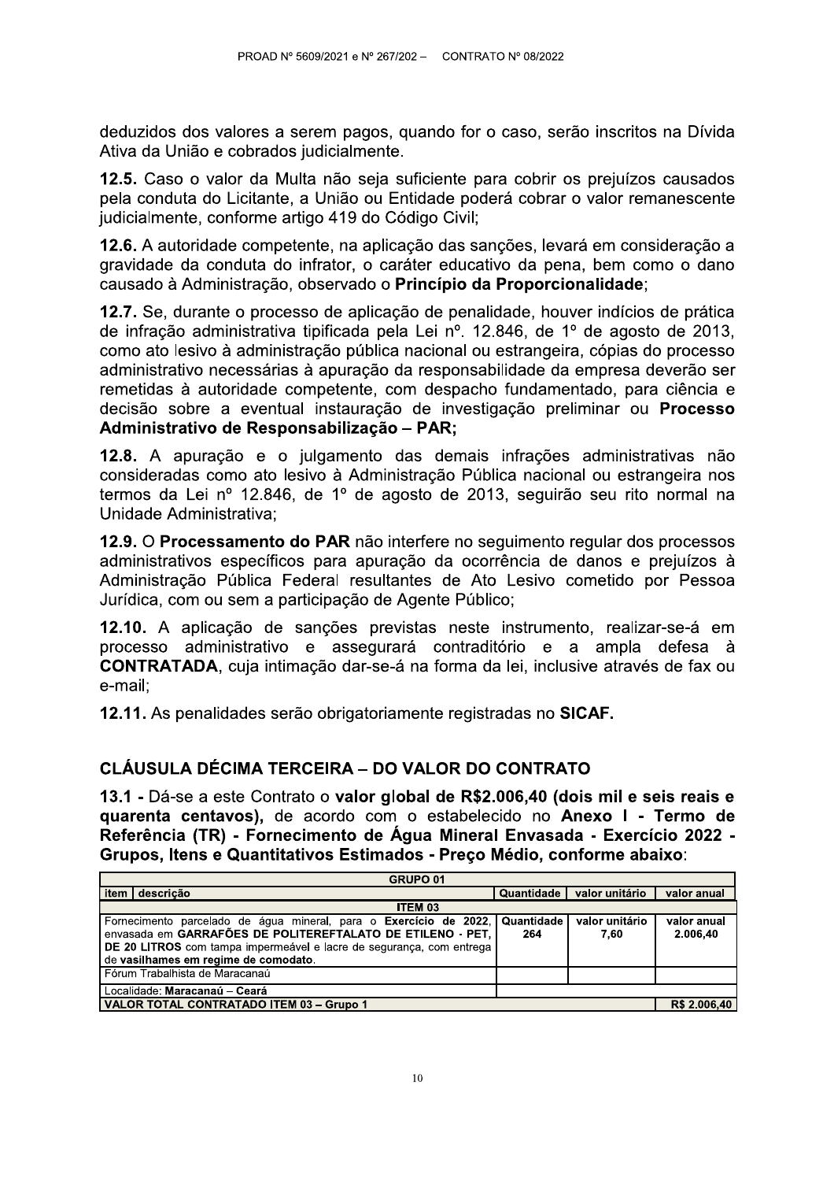deduzidos dos valores a serem pagos, quando for o caso, serão inscritos na Dívida Ativa da União e cobrados judicialmente.

**12.5.** Caso o valor da Multa não seja suficiente para cobrir os prejuízos causados pela conduta do Licitante, a União ou Entidade poderá cobrar o valor remanescente judicialmente, conforme artigo 419 do Código Civil;

**12.6.** A autoridade competente, na aplicação das sanções, levará em consideração a gravidade da conduta do infrator, o caráter educativo da pena, bem como o dano causado à Administração, observado o **Princípio da Proporcionalidade**;

**12.7.** Se, durante o processo de aplicação de penalidade, houver indícios de prática de infração administrativa tipificada pela Lei nº. 12.846, de 1º de agosto de 2013, como ato lesivo à administração pública nacional ou estrangeira, cópias do processo administrativo necessárias à apuração da responsabilidade da empresa deverão ser remetidas à autoridade competente, com despacho fundamentado, para ciência e decisão sobre a eventual instauração de investigação preliminar ou **Processo Administrativo de Responsabilização – PAR;**

**12.8.** A apuração e o julgamento das demais infrações administrativas não consideradas como ato lesivo à Administração Pública nacional ou estrangeira nos termos da Lei nº 12.846, de 1º de agosto de 2013, seguirão seu rito normal na Unidade Administrativa;

**12.9.** O **Processamento do PAR** não interfere no seguimento regular dos processos administrativos específicos para apuração da ocorrência de danos e prejuízos à Administração Pública Federal resultantes de Ato Lesivo cometido por Pessoa Jurídica, com ou sem a participação de Agente Público;

**12.10.** A aplicação de sanções previstas neste instrumento, realizar-se-á em processo administrativo e assegurará contraditório e a ampla defesa à **CONTRATADA**, cuja intimação dar-se-á na forma da lei, inclusive através de fax ou e-mail;

**12.11.** As penalidades serão obrigatoriamente registradas no **SICAF.**

## CLÁUSULA DÉCIMA TERCEIRA – DO VALOR DO CONTRATO

**13.1 -** Dá-se a este Contrato o **valor global de R$2.006,40 (dois mil e seis reais e quarenta centavos),** de acordo com o estabelecido no **Anexo I - Termo de Referência (TR) - Fornecimento de Água Mineral Envasada - Exercício 2022 - Grupos, Itens e Quantitativos Estimados - Preço Médio, conforme abaixo**:

| **GRUPO 01** | | | |
|---|---|---|---|
| **item \| descrição** | **Quantidade** | **valor unitário** | **valor anual** |
| **ITEM 03** | | | |
| Fornecimento parcelado de água mineral, para o **Exercício de 2022**, envasada em **GARRAFÕES DE POLITEREFTALATO DE ETILENO - PET, DE 20 LITROS** com tampa impermeável e lacre de segurança, com entrega de **vasilhames em regime de comodato.** | **Quantidade** **264** | **valor unitário** **7,60** | **valor anual** **2.006,40** |
| Fórum Trabalhista de Maracanaú | | | |
| Localidade: **Maracanaú – Ceará** | | | |
| **VALOR TOTAL CONTRATADO ITEM 03 – Grupo 1** | | | **R$ 2.006,40** |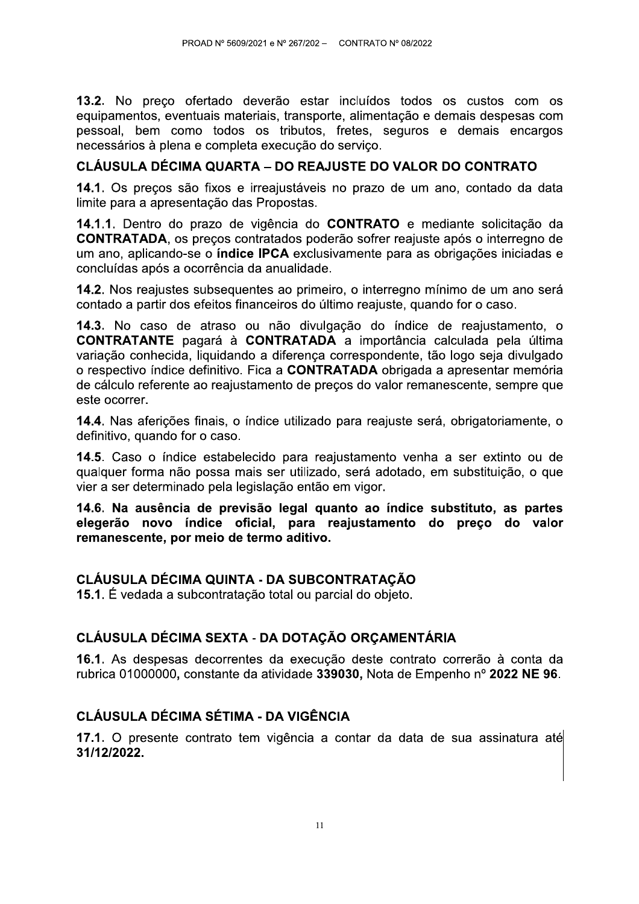**13.2.** No preço ofertado deverão estar incluídos todos os custos com os equipamentos, eventuais materiais, transporte, alimentação e demais despesas com pessoal, bem como todos os tributos, fretes, seguros e demais encargos necessários à plena e completa execução do serviço.

## CLÁUSULA DÉCIMA QUARTA – DO REAJUSTE DO VALOR DO CONTRATO

**14.1.** Os preços são fixos e irreajustáveis no prazo de um ano, contado da data limite para a apresentação das Propostas.

**14.1.1.** Dentro do prazo de vigência do **CONTRATO** e mediante solicitação da **CONTRATADA**, os preços contratados poderão sofrer reajuste após o interregno de um ano, aplicando-se o **índice IPCA** exclusivamente para as obrigações iniciadas e concluídas após a ocorrência da anualidade.

**14.2.** Nos reajustes subsequentes ao primeiro, o interregno mínimo de um ano será contado a partir dos efeitos financeiros do último reajuste, quando for o caso.

**14.3.** No caso de atraso ou não divulgação do índice de reajustamento, o **CONTRATANTE** pagará à **CONTRATADA** a importância calculada pela última variação conhecida, liquidando a diferença correspondente, tão logo seja divulgado o respectivo índice definitivo. Fica a **CONTRATADA** obrigada a apresentar memória de cálculo referente ao reajustamento de preços do valor remanescente, sempre que este ocorrer.

**14.4.** Nas aferições finais, o índice utilizado para reajuste será, obrigatoriamente, o definitivo, quando for o caso.

**14.5.** Caso o índice estabelecido para reajustamento venha a ser extinto ou de qualquer forma não possa mais ser utilizado, será adotado, em substituição, o que vier a ser determinado pela legislação então em vigor.

**14.6. Na ausência de previsão legal quanto ao índice substituto, as partes elegerão novo índice oficial, para reajustamento do preço do valor remanescente, por meio de termo aditivo.**

## CLÁUSULA DÉCIMA QUINTA - DA SUBCONTRATAÇÃO

**15.1.** É vedada a subcontratação total ou parcial do objeto.

## CLÁUSULA DÉCIMA SEXTA - DA DOTAÇÃO ORÇAMENTÁRIA

**16.1.** As despesas decorrentes da execução deste contrato correrão à conta da rubrica 01000000, constante da atividade **339030,** Nota de Empenho nº **2022 NE 96**.

## CLÁUSULA DÉCIMA SÉTIMA - DA VIGÊNCIA

**17.1.** O presente contrato tem vigência a contar da data de sua assinatura até **31/12/2022.**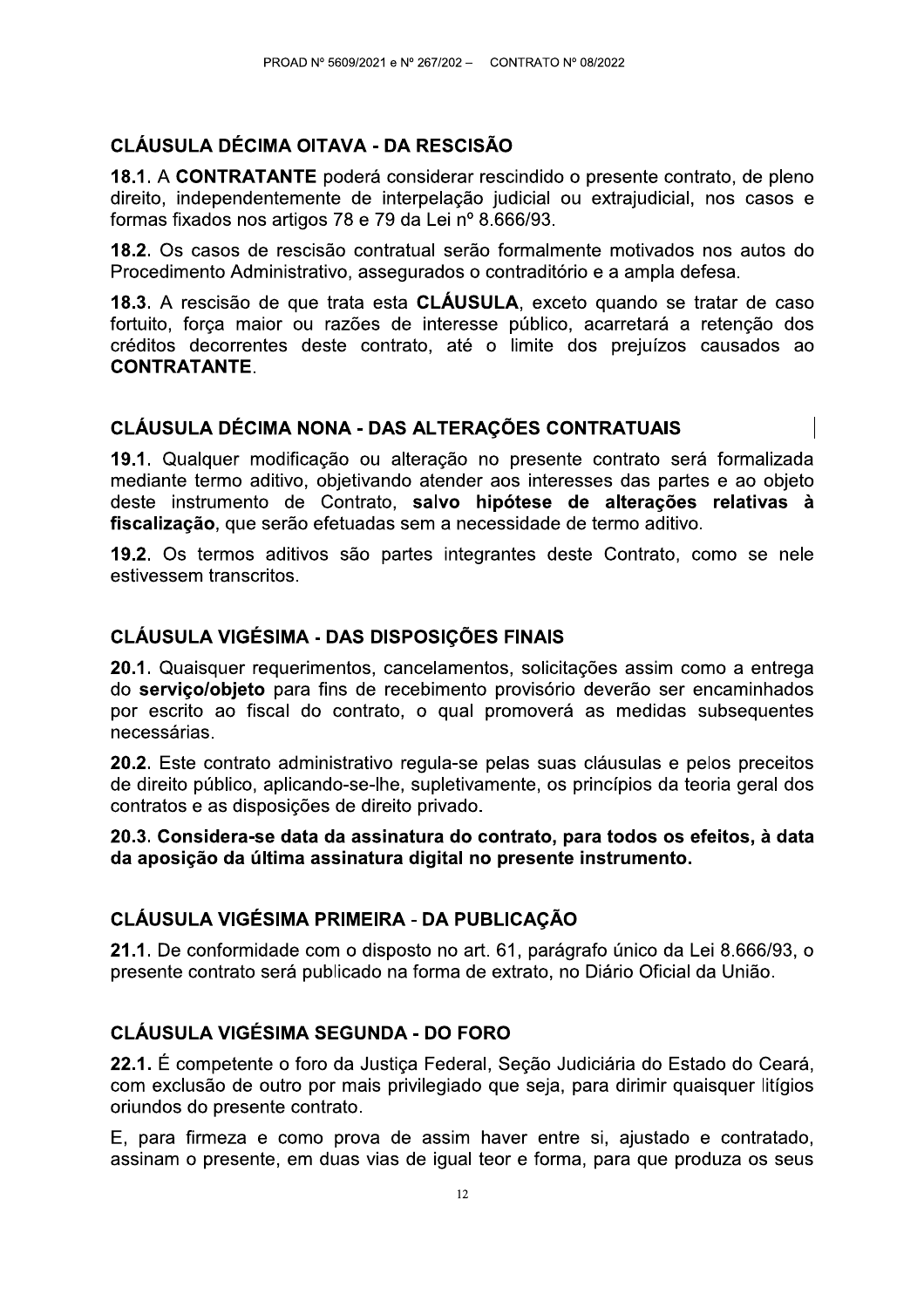## CLÁUSULA DÉCIMA OITAVA - DA RESCISÃO

**18.1**. A **CONTRATANTE** poderá considerar rescindido o presente contrato, de pleno direito, independentemente de interpelação judicial ou extrajudicial, nos casos e formas fixados nos artigos 78 e 79 da Lei nº 8.666/93.

**18.2**. Os casos de rescisão contratual serão formalmente motivados nos autos do Procedimento Administrativo, assegurados o contraditório e a ampla defesa.

**18.3**. A rescisão de que trata esta **CLÁUSULA**, exceto quando se tratar de caso fortuito, força maior ou razões de interesse público, acarretará a retenção dos créditos decorrentes deste contrato, até o limite dos prejuízos causados ao **CONTRATANTE**.

## CLÁUSULA DÉCIMA NONA - DAS ALTERAÇÕES CONTRATUAIS

**19.1**. Qualquer modificação ou alteração no presente contrato será formalizada mediante termo aditivo, objetivando atender aos interesses das partes e ao objeto deste instrumento de Contrato, **salvo hipótese de alterações relativas à fiscalização**, que serão efetuadas sem a necessidade de termo aditivo.

**19.2**. Os termos aditivos são partes integrantes deste Contrato, como se nele estivessem transcritos.

## CLÁUSULA VIGÉSIMA - DAS DISPOSIÇÕES FINAIS

**20.1**. Quaisquer requerimentos, cancelamentos, solicitações assim como a entrega do **serviço/objeto** para fins de recebimento provisório deverão ser encaminhados por escrito ao fiscal do contrato, o qual promoverá as medidas subsequentes necessárias.

**20.2**. Este contrato administrativo regula-se pelas suas cláusulas e pelos preceitos de direito público, aplicando-se-lhe, supletivamente, os princípios da teoria geral dos contratos e as disposições de direito privado.

**20.3. Considera-se data da assinatura do contrato, para todos os efeitos, à data da aposição da última assinatura digital no presente instrumento.**

## CLÁUSULA VIGÉSIMA PRIMEIRA - DA PUBLICAÇÃO

**21.1**. De conformidade com o disposto no art. 61, parágrafo único da Lei 8.666/93, o presente contrato será publicado na forma de extrato, no Diário Oficial da União.

## CLÁUSULA VIGÉSIMA SEGUNDA - DO FORO

**22.1.** É competente o foro da Justiça Federal, Seção Judiciária do Estado do Ceará, com exclusão de outro por mais privilegiado que seja, para dirimir quaisquer litígios oriundos do presente contrato.

E, para firmeza e como prova de assim haver entre si, ajustado e contratado, assinam o presente, em duas vias de igual teor e forma, para que produza os seus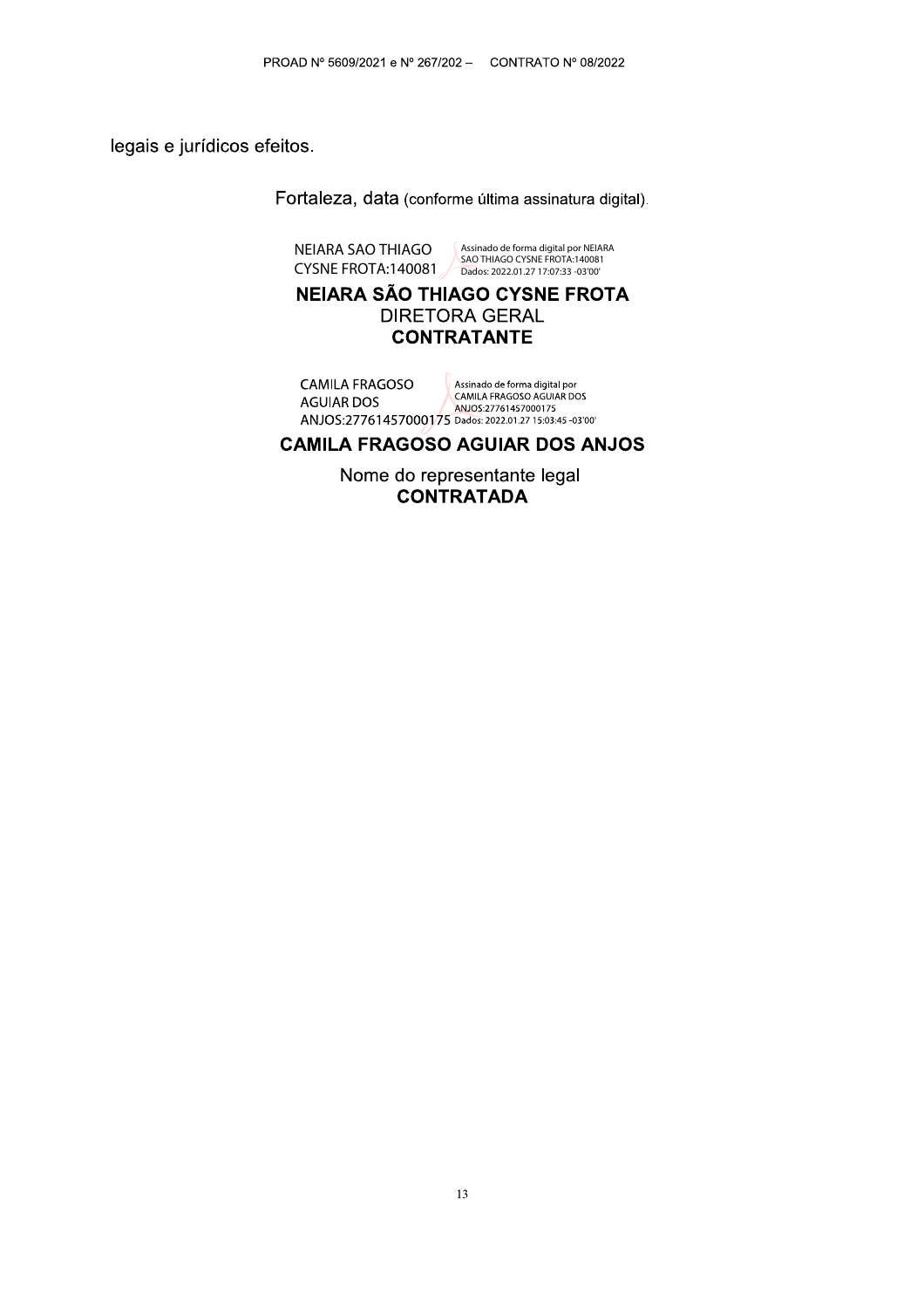legais e jurídicos efeitos.

Fortaleza, data (conforme última assinatura digital).

NEIARA SAO THIAGO CYSNE FROTA:140081 — Assinado de forma digital por NEIARA SAO THIAGO CYSNE FROTA:140081 Dados: 2022.01.27 17:07:33 -03'00'

**NEIARA SÃO THIAGO CYSNE FROTA**
DIRETORA GERAL
**CONTRATANTE**

CAMILA FRAGOSO AGUIAR DOS ANJOS:27761457000175 — Assinado de forma digital por CAMILA FRAGOSO AGUIAR DOS ANJOS:27761457000175 Dados: 2022.01.27 15:03:45 -03'00'

**CAMILA FRAGOSO AGUIAR DOS ANJOS**

Nome do representante legal
**CONTRATADA**